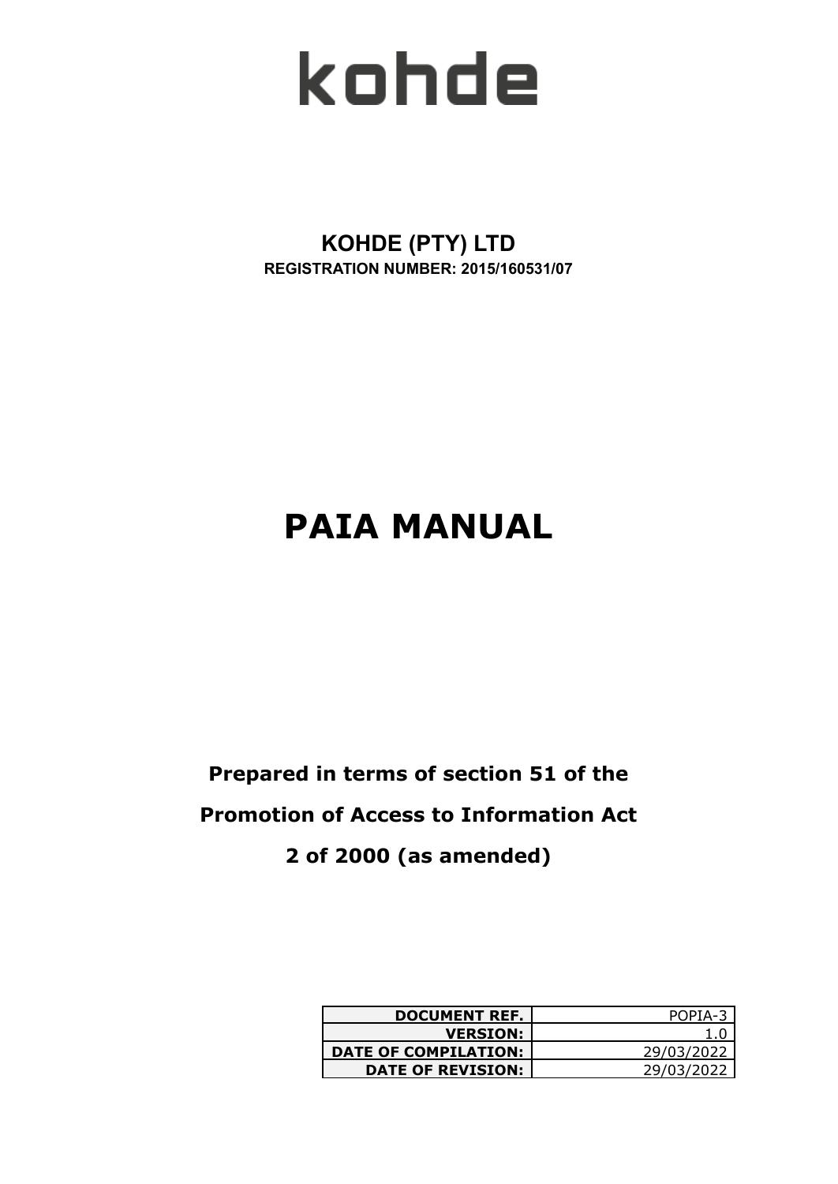# kohde

**KOHDE (PTY) LTD**

**REGISTRATION NUMBER: 2015/160531/07**

# PAIA MANUAL

**Prepared in terms of section 51 of the**

**Promotion of Access to Information Act**

**2 of 2000 (as amended)**

| DOCUMENT REF. | POPIA-3 |
|---|---|
| VERSION: | 1.0 |
| DATE OF COMPILATION: | 29/03/2022 |
| DATE OF REVISION: | 29/03/2022 |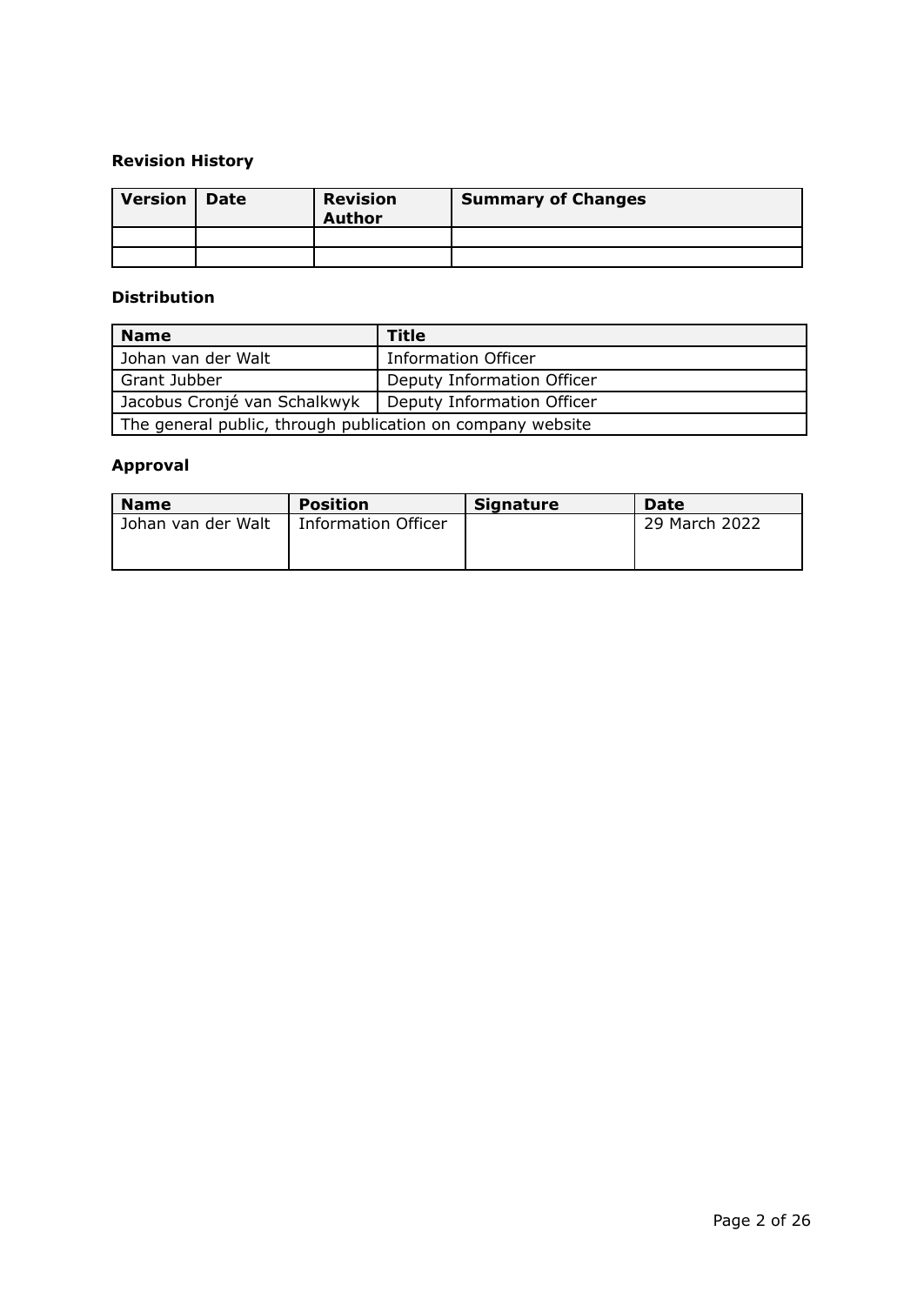**Revision History**

| Version | Date | Revision Author | Summary of Changes |
|---|---|---|---|
| | | | |
| | | | |

**Distribution**

| Name | Title |
|---|---|
| Johan van der Walt | Information Officer |
| Grant Jubber | Deputy Information Officer |
| Jacobus Cronjé van Schalkwyk | Deputy Information Officer |
| The general public, through publication on company website | |

**Approval**

| Name | Position | Signature | Date |
|---|---|---|---|
| Johan van der Walt | Information Officer | | 29 March 2022 |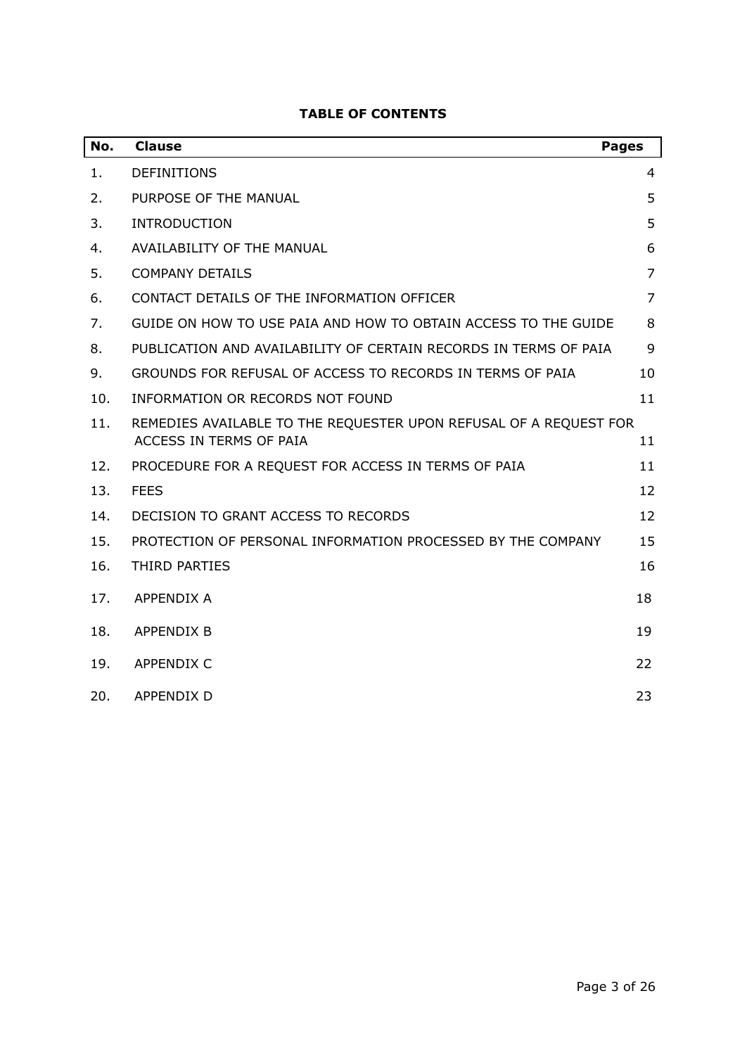**TABLE OF CONTENTS**

| No. | Clause | Pages |
|---|---|---|
| 1. | DEFINITIONS | 4 |
| 2. | PURPOSE OF THE MANUAL | 5 |
| 3. | INTRODUCTION | 5 |
| 4. | AVAILABILITY OF THE MANUAL | 6 |
| 5. | COMPANY DETAILS | 7 |
| 6. | CONTACT DETAILS OF THE INFORMATION OFFICER | 7 |
| 7. | GUIDE ON HOW TO USE PAIA AND HOW TO OBTAIN ACCESS TO THE GUIDE | 8 |
| 8. | PUBLICATION AND AVAILABILITY OF CERTAIN RECORDS IN TERMS OF PAIA | 9 |
| 9. | GROUNDS FOR REFUSAL OF ACCESS TO RECORDS IN TERMS OF PAIA | 10 |
| 10. | INFORMATION OR RECORDS NOT FOUND | 11 |
| 11. | REMEDIES AVAILABLE TO THE REQUESTER UPON REFUSAL OF A REQUEST FOR ACCESS IN TERMS OF PAIA | 11 |
| 12. | PROCEDURE FOR A REQUEST FOR ACCESS IN TERMS OF PAIA | 11 |
| 13. | FEES | 12 |
| 14. | DECISION TO GRANT ACCESS TO RECORDS | 12 |
| 15. | PROTECTION OF PERSONAL INFORMATION PROCESSED BY THE COMPANY | 15 |
| 16. | THIRD PARTIES | 16 |
| 17. | APPENDIX A | 18 |
| 18. | APPENDIX B | 19 |
| 19. | APPENDIX C | 22 |
| 20. | APPENDIX D | 23 |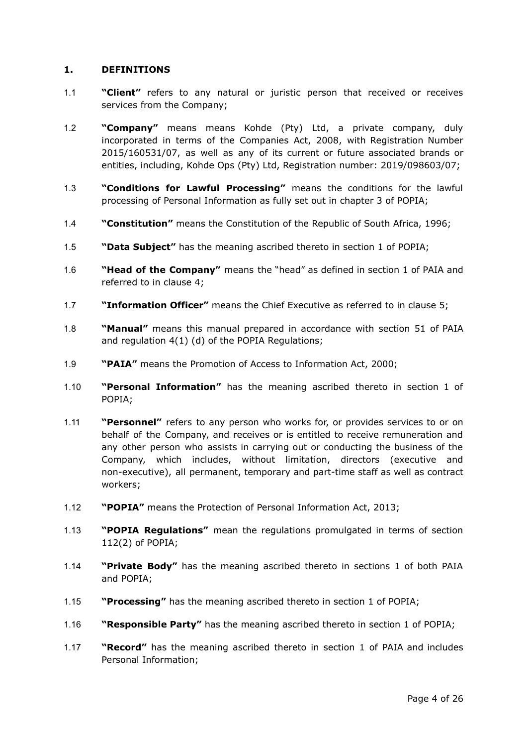## 1. DEFINITIONS

1.1 **"Client"** refers to any natural or juristic person that received or receives services from the Company;

1.2 **"Company"** means means Kohde (Pty) Ltd, a private company, duly incorporated in terms of the Companies Act, 2008, with Registration Number 2015/160531/07, as well as any of its current or future associated brands or entities, including, Kohde Ops (Pty) Ltd, Registration number: 2019/098603/07;

1.3 **"Conditions for Lawful Processing"** means the conditions for the lawful processing of Personal Information as fully set out in chapter 3 of POPIA;

1.4 **"Constitution"** means the Constitution of the Republic of South Africa, 1996;

1.5 **"Data Subject"** has the meaning ascribed thereto in section 1 of POPIA;

1.6 **"Head of the Company"** means the "head" as defined in section 1 of PAIA and referred to in clause 4;

1.7 **"Information Officer"** means the Chief Executive as referred to in clause 5;

1.8 **"Manual"** means this manual prepared in accordance with section 51 of PAIA and regulation 4(1) (d) of the POPIA Regulations;

1.9 **"PAIA"** means the Promotion of Access to Information Act, 2000;

1.10 **"Personal Information"** has the meaning ascribed thereto in section 1 of POPIA;

1.11 **"Personnel"** refers to any person who works for, or provides services to or on behalf of the Company, and receives or is entitled to receive remuneration and any other person who assists in carrying out or conducting the business of the Company, which includes, without limitation, directors (executive and non-executive), all permanent, temporary and part-time staff as well as contract workers;

1.12 **"POPIA"** means the Protection of Personal Information Act, 2013;

1.13 **"POPIA Regulations"** mean the regulations promulgated in terms of section 112(2) of POPIA;

1.14 **"Private Body"** has the meaning ascribed thereto in sections 1 of both PAIA and POPIA;

1.15 **"Processing"** has the meaning ascribed thereto in section 1 of POPIA;

1.16 **"Responsible Party"** has the meaning ascribed thereto in section 1 of POPIA;

1.17 **"Record"** has the meaning ascribed thereto in section 1 of PAIA and includes Personal Information;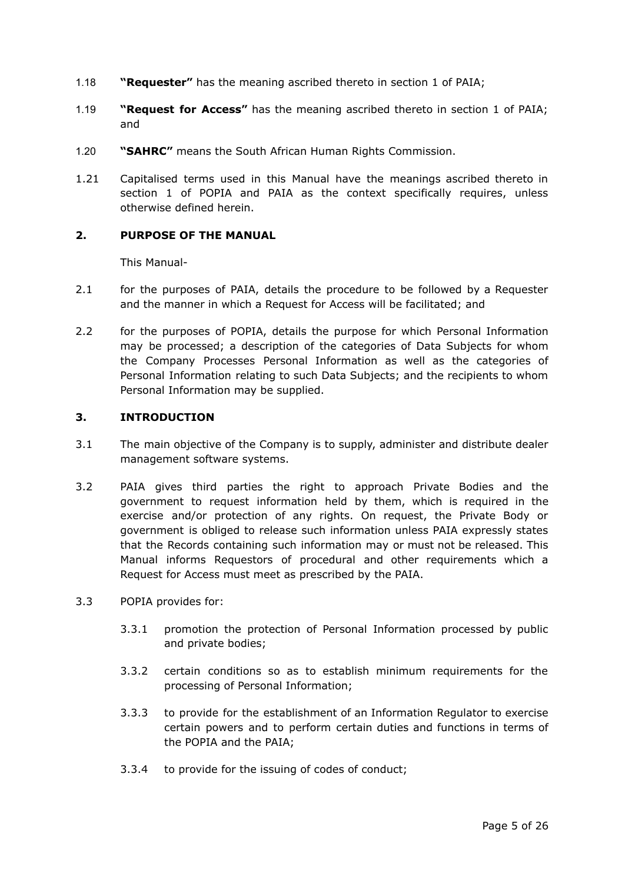1.18 **"Requester"** has the meaning ascribed thereto in section 1 of PAIA;

1.19 **"Request for Access"** has the meaning ascribed thereto in section 1 of PAIA; and

1.20 **"SAHRC"** means the South African Human Rights Commission.

1.21 Capitalised terms used in this Manual have the meanings ascribed thereto in section 1 of POPIA and PAIA as the context specifically requires, unless otherwise defined herein.

## 2. PURPOSE OF THE MANUAL

This Manual-

2.1 for the purposes of PAIA, details the procedure to be followed by a Requester and the manner in which a Request for Access will be facilitated; and

2.2 for the purposes of POPIA, details the purpose for which Personal Information may be processed; a description of the categories of Data Subjects for whom the Company Processes Personal Information as well as the categories of Personal Information relating to such Data Subjects; and the recipients to whom Personal Information may be supplied.

## 3. INTRODUCTION

3.1 The main objective of the Company is to supply, administer and distribute dealer management software systems.

3.2 PAIA gives third parties the right to approach Private Bodies and the government to request information held by them, which is required in the exercise and/or protection of any rights. On request, the Private Body or government is obliged to release such information unless PAIA expressly states that the Records containing such information may or must not be released. This Manual informs Requestors of procedural and other requirements which a Request for Access must meet as prescribed by the PAIA.

3.3 POPIA provides for:

3.3.1 promotion the protection of Personal Information processed by public and private bodies;

3.3.2 certain conditions so as to establish minimum requirements for the processing of Personal Information;

3.3.3 to provide for the establishment of an Information Regulator to exercise certain powers and to perform certain duties and functions in terms of the POPIA and the PAIA;

3.3.4 to provide for the issuing of codes of conduct;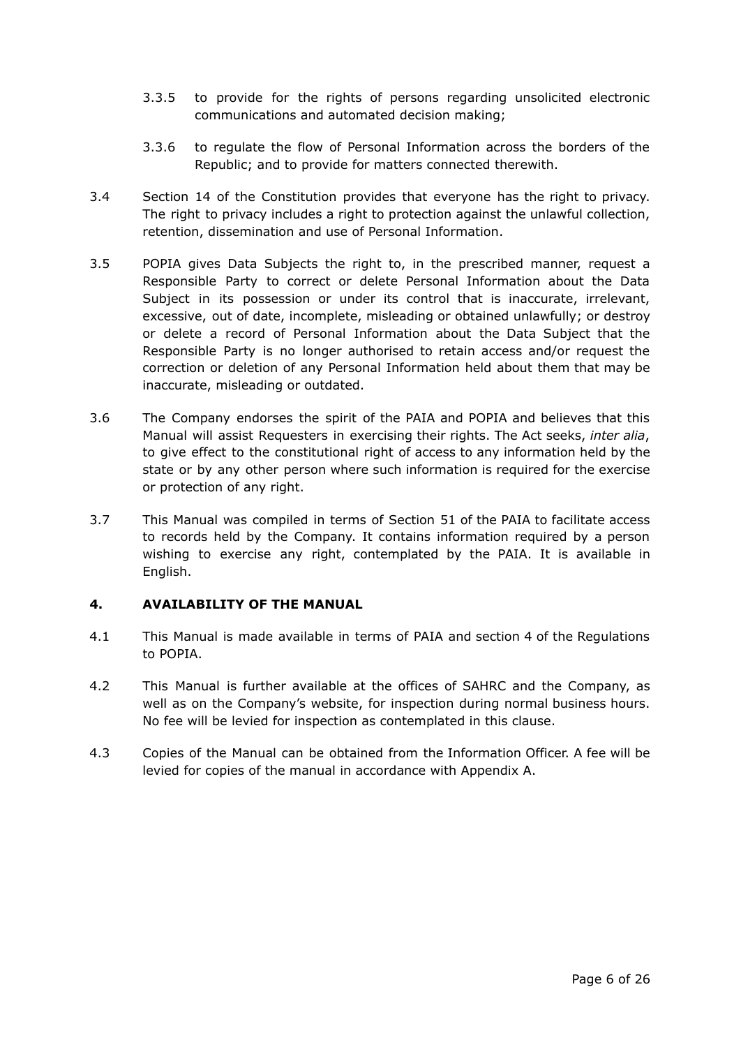3.3.5 to provide for the rights of persons regarding unsolicited electronic communications and automated decision making;

3.3.6 to regulate the flow of Personal Information across the borders of the Republic; and to provide for matters connected therewith.

3.4 Section 14 of the Constitution provides that everyone has the right to privacy. The right to privacy includes a right to protection against the unlawful collection, retention, dissemination and use of Personal Information.

3.5 POPIA gives Data Subjects the right to, in the prescribed manner, request a Responsible Party to correct or delete Personal Information about the Data Subject in its possession or under its control that is inaccurate, irrelevant, excessive, out of date, incomplete, misleading or obtained unlawfully; or destroy or delete a record of Personal Information about the Data Subject that the Responsible Party is no longer authorised to retain access and/or request the correction or deletion of any Personal Information held about them that may be inaccurate, misleading or outdated.

3.6 The Company endorses the spirit of the PAIA and POPIA and believes that this Manual will assist Requesters in exercising their rights. The Act seeks, *inter alia*, to give effect to the constitutional right of access to any information held by the state or by any other person where such information is required for the exercise or protection of any right.

3.7 This Manual was compiled in terms of Section 51 of the PAIA to facilitate access to records held by the Company. It contains information required by a person wishing to exercise any right, contemplated by the PAIA. It is available in English.

## 4. AVAILABILITY OF THE MANUAL

4.1 This Manual is made available in terms of PAIA and section 4 of the Regulations to POPIA.

4.2 This Manual is further available at the offices of SAHRC and the Company, as well as on the Company's website, for inspection during normal business hours. No fee will be levied for inspection as contemplated in this clause.

4.3 Copies of the Manual can be obtained from the Information Officer. A fee will be levied for copies of the manual in accordance with Appendix A.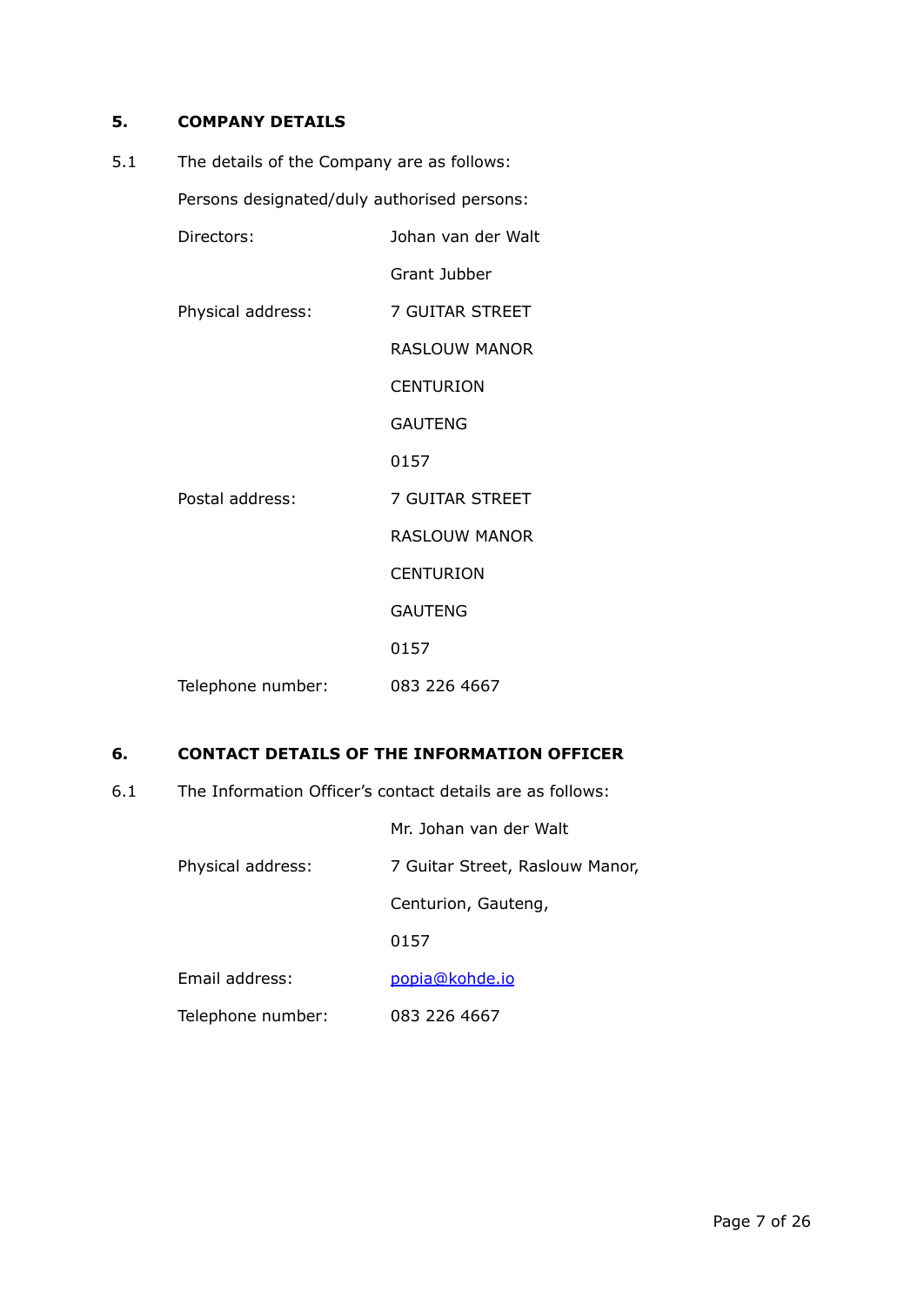## 5. COMPANY DETAILS

5.1 The details of the Company are as follows:

Persons designated/duly authorised persons:

| | |
|---|---|
| Directors: | Johan van der Walt |
| | Grant Jubber |
| Physical address: | 7 GUITAR STREET |
| | RASLOUW MANOR |
| | CENTURION |
| | GAUTENG |
| | 0157 |
| Postal address: | 7 GUITAR STREET |
| | RASLOUW MANOR |
| | CENTURION |
| | GAUTENG |
| | 0157 |
| Telephone number: | 083 226 4667 |

## 6. CONTACT DETAILS OF THE INFORMATION OFFICER

6.1 The Information Officer's contact details are as follows:

| | |
|---|---|
| | Mr. Johan van der Walt |
| Physical address: | 7 Guitar Street, Raslouw Manor, |
| | Centurion, Gauteng, |
| | 0157 |
| Email address: | popia@kohde.io |
| Telephone number: | 083 226 4667 |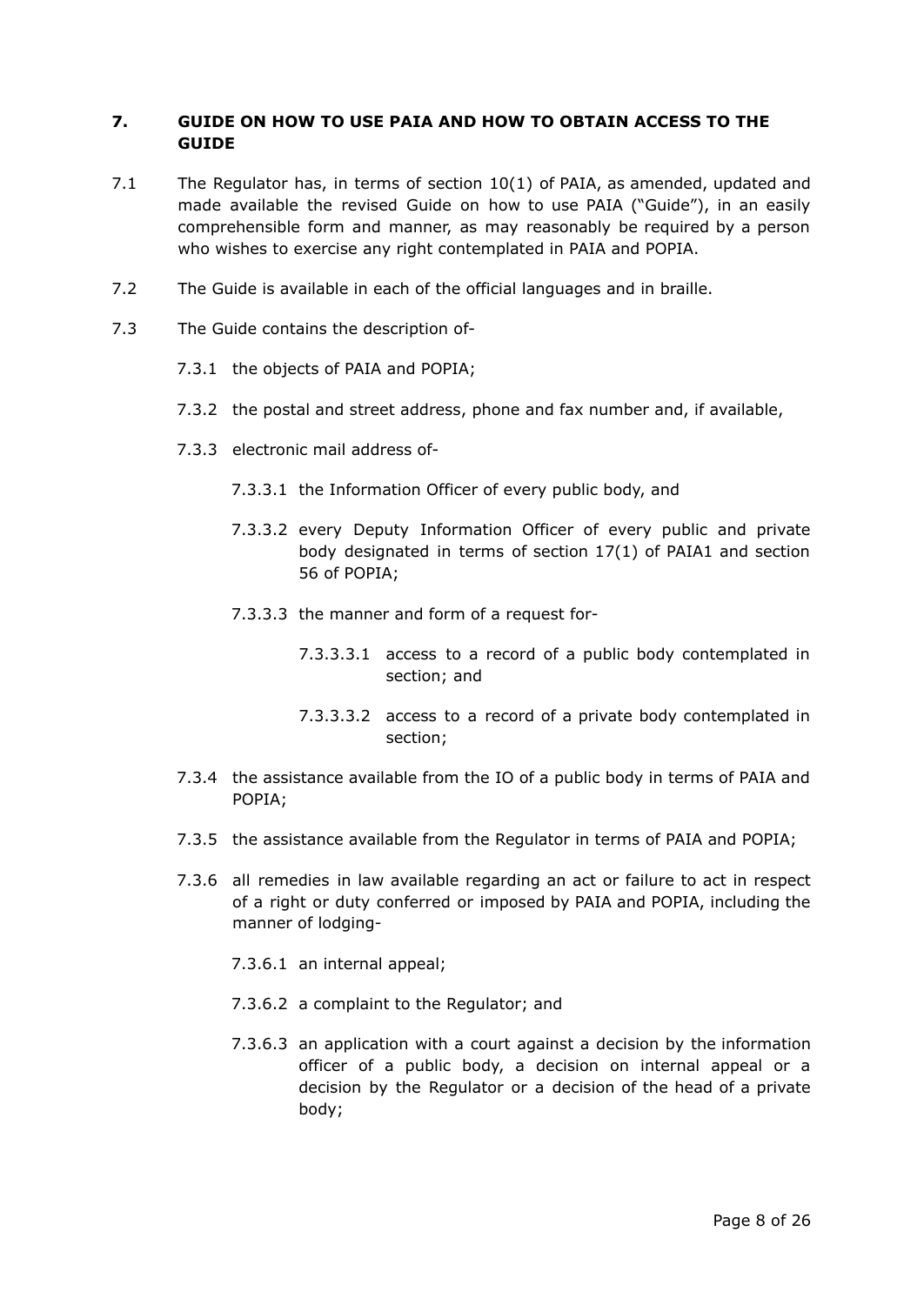## 7. GUIDE ON HOW TO USE PAIA AND HOW TO OBTAIN ACCESS TO THE GUIDE

7.1 The Regulator has, in terms of section 10(1) of PAIA, as amended, updated and made available the revised Guide on how to use PAIA ("Guide"), in an easily comprehensible form and manner, as may reasonably be required by a person who wishes to exercise any right contemplated in PAIA and POPIA.

7.2 The Guide is available in each of the official languages and in braille.

7.3 The Guide contains the description of-

7.3.1 the objects of PAIA and POPIA;

7.3.2 the postal and street address, phone and fax number and, if available,

7.3.3 electronic mail address of-

7.3.3.1 the Information Officer of every public body, and

7.3.3.2 every Deputy Information Officer of every public and private body designated in terms of section 17(1) of PAIA1 and section 56 of POPIA;

7.3.3.3 the manner and form of a request for-

7.3.3.3.1 access to a record of a public body contemplated in section; and

7.3.3.3.2 access to a record of a private body contemplated in section;

7.3.4 the assistance available from the IO of a public body in terms of PAIA and POPIA;

7.3.5 the assistance available from the Regulator in terms of PAIA and POPIA;

7.3.6 all remedies in law available regarding an act or failure to act in respect of a right or duty conferred or imposed by PAIA and POPIA, including the manner of lodging-

7.3.6.1 an internal appeal;

7.3.6.2 a complaint to the Regulator; and

7.3.6.3 an application with a court against a decision by the information officer of a public body, a decision on internal appeal or a decision by the Regulator or a decision of the head of a private body;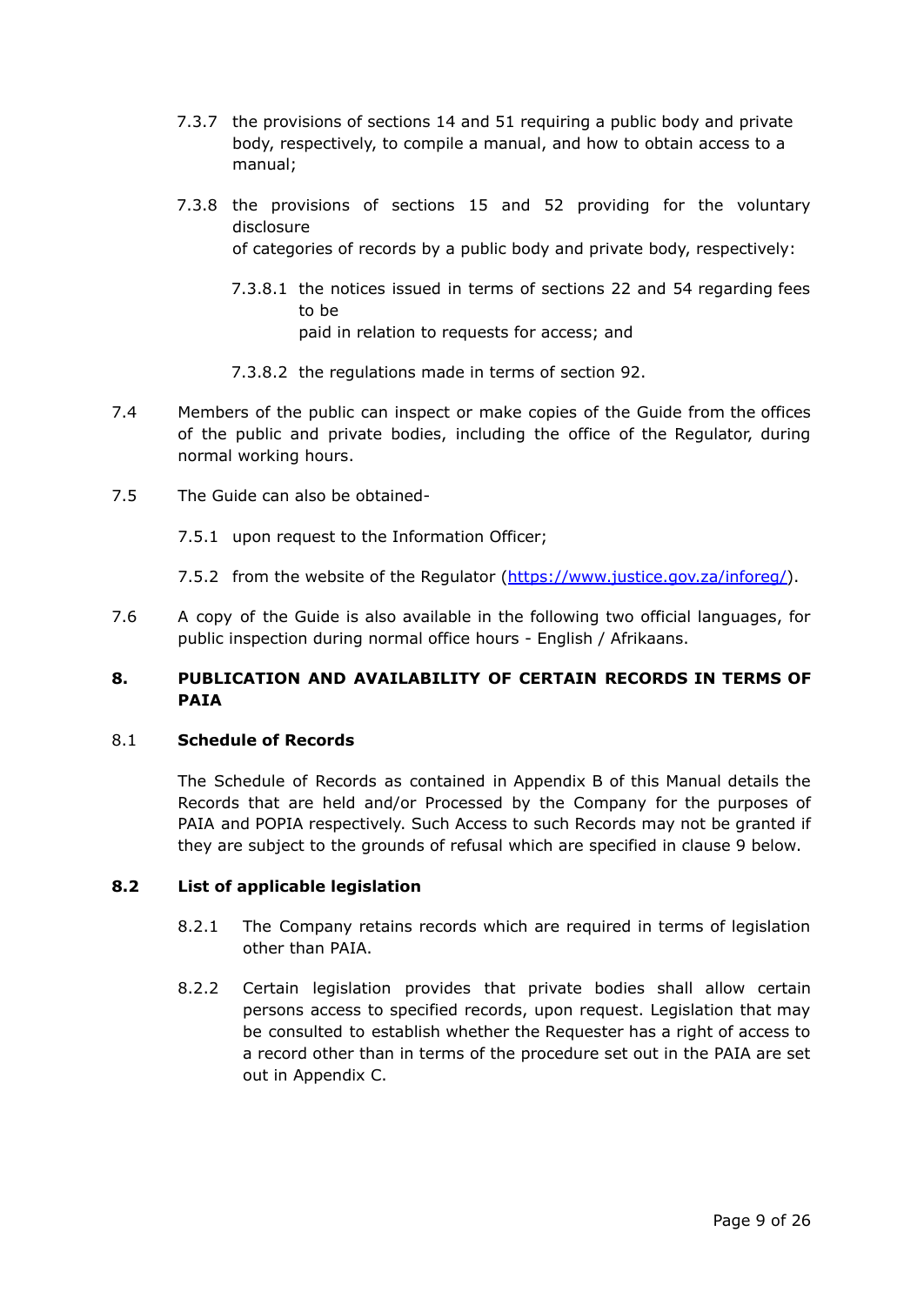7.3.7 the provisions of sections 14 and 51 requiring a public body and private body, respectively, to compile a manual, and how to obtain access to a manual;

7.3.8 the provisions of sections 15 and 52 providing for the voluntary disclosure of categories of records by a public body and private body, respectively:

7.3.8.1 the notices issued in terms of sections 22 and 54 regarding fees to be paid in relation to requests for access; and

7.3.8.2 the regulations made in terms of section 92.

7.4 Members of the public can inspect or make copies of the Guide from the offices of the public and private bodies, including the office of the Regulator, during normal working hours.

7.5 The Guide can also be obtained-

7.5.1 upon request to the Information Officer;

7.5.2 from the website of the Regulator ([https://www.justice.gov.za/inforeg/](https://www.justice.gov.za/inforeg/)).

7.6 A copy of the Guide is also available in the following two official languages, for public inspection during normal office hours - English / Afrikaans.

## 8. PUBLICATION AND AVAILABILITY OF CERTAIN RECORDS IN TERMS OF PAIA

### 8.1 Schedule of Records

The Schedule of Records as contained in Appendix B of this Manual details the Records that are held and/or Processed by the Company for the purposes of PAIA and POPIA respectively. Such Access to such Records may not be granted if they are subject to the grounds of refusal which are specified in clause 9 below.

### 8.2 List of applicable legislation

8.2.1 The Company retains records which are required in terms of legislation other than PAIA.

8.2.2 Certain legislation provides that private bodies shall allow certain persons access to specified records, upon request. Legislation that may be consulted to establish whether the Requester has a right of access to a record other than in terms of the procedure set out in the PAIA are set out in Appendix C.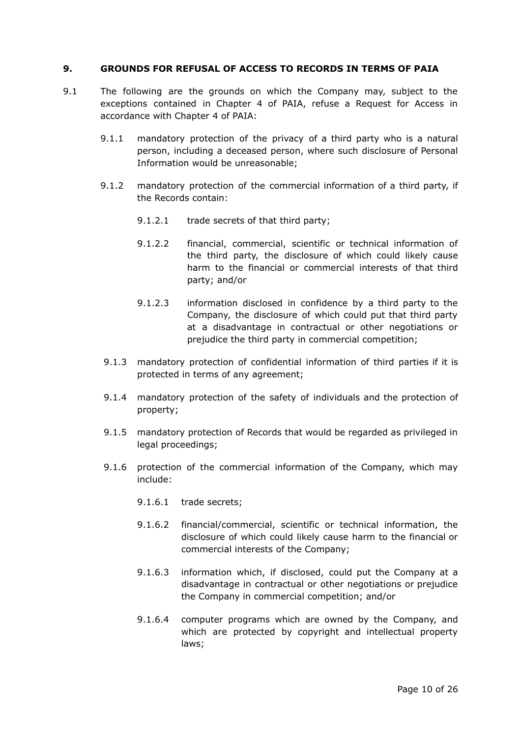## 9. GROUNDS FOR REFUSAL OF ACCESS TO RECORDS IN TERMS OF PAIA

9.1 The following are the grounds on which the Company may, subject to the exceptions contained in Chapter 4 of PAIA, refuse a Request for Access in accordance with Chapter 4 of PAIA:

- 9.1.1 mandatory protection of the privacy of a third party who is a natural person, including a deceased person, where such disclosure of Personal Information would be unreasonable;

- 9.1.2 mandatory protection of the commercial information of a third party, if the Records contain:

  - 9.1.2.1 trade secrets of that third party;

  - 9.1.2.2 financial, commercial, scientific or technical information of the third party, the disclosure of which could likely cause harm to the financial or commercial interests of that third party; and/or

  - 9.1.2.3 information disclosed in confidence by a third party to the Company, the disclosure of which could put that third party at a disadvantage in contractual or other negotiations or prejudice the third party in commercial competition;

- 9.1.3 mandatory protection of confidential information of third parties if it is protected in terms of any agreement;

- 9.1.4 mandatory protection of the safety of individuals and the protection of property;

- 9.1.5 mandatory protection of Records that would be regarded as privileged in legal proceedings;

- 9.1.6 protection of the commercial information of the Company, which may include:

  - 9.1.6.1 trade secrets;

  - 9.1.6.2 financial/commercial, scientific or technical information, the disclosure of which could likely cause harm to the financial or commercial interests of the Company;

  - 9.1.6.3 information which, if disclosed, could put the Company at a disadvantage in contractual or other negotiations or prejudice the Company in commercial competition; and/or

  - 9.1.6.4 computer programs which are owned by the Company, and which are protected by copyright and intellectual property laws;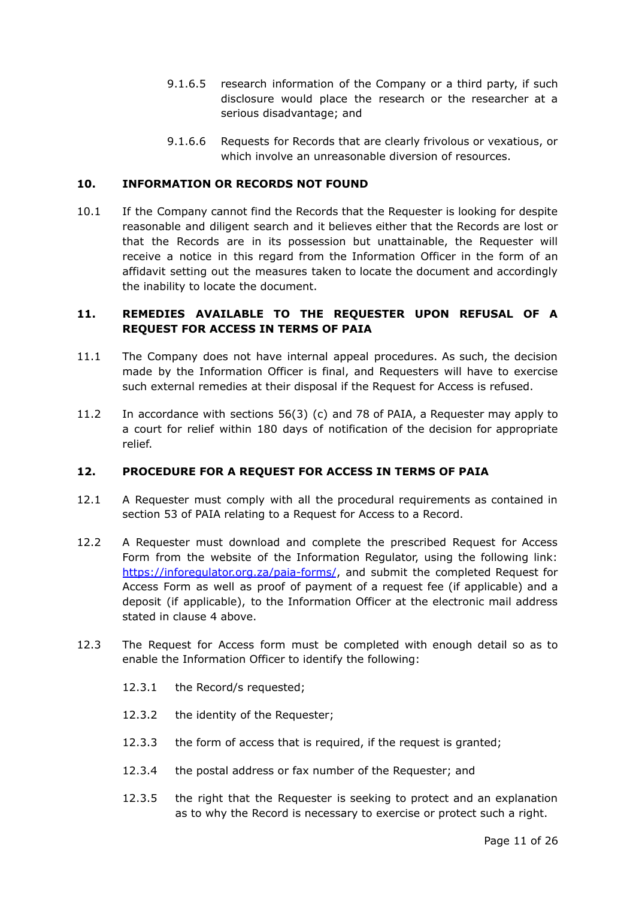9.1.6.5 research information of the Company or a third party, if such disclosure would place the research or the researcher at a serious disadvantage; and

9.1.6.6 Requests for Records that are clearly frivolous or vexatious, or which involve an unreasonable diversion of resources.

## 10. INFORMATION OR RECORDS NOT FOUND

10.1 If the Company cannot find the Records that the Requester is looking for despite reasonable and diligent search and it believes either that the Records are lost or that the Records are in its possession but unattainable, the Requester will receive a notice in this regard from the Information Officer in the form of an affidavit setting out the measures taken to locate the document and accordingly the inability to locate the document.

## 11. REMEDIES AVAILABLE TO THE REQUESTER UPON REFUSAL OF A REQUEST FOR ACCESS IN TERMS OF PAIA

11.1 The Company does not have internal appeal procedures. As such, the decision made by the Information Officer is final, and Requesters will have to exercise such external remedies at their disposal if the Request for Access is refused.

11.2 In accordance with sections 56(3) (c) and 78 of PAIA, a Requester may apply to a court for relief within 180 days of notification of the decision for appropriate relief.

## 12. PROCEDURE FOR A REQUEST FOR ACCESS IN TERMS OF PAIA

12.1 A Requester must comply with all the procedural requirements as contained in section 53 of PAIA relating to a Request for Access to a Record.

12.2 A Requester must download and complete the prescribed Request for Access Form from the website of the Information Regulator, using the following link: [https://inforegulator.org.za/paia-forms/](https://inforegulator.org.za/paia-forms/), and submit the completed Request for Access Form as well as proof of payment of a request fee (if applicable) and a deposit (if applicable), to the Information Officer at the electronic mail address stated in clause 4 above.

12.3 The Request for Access form must be completed with enough detail so as to enable the Information Officer to identify the following:

12.3.1 the Record/s requested;

12.3.2 the identity of the Requester;

12.3.3 the form of access that is required, if the request is granted;

12.3.4 the postal address or fax number of the Requester; and

12.3.5 the right that the Requester is seeking to protect and an explanation as to why the Record is necessary to exercise or protect such a right.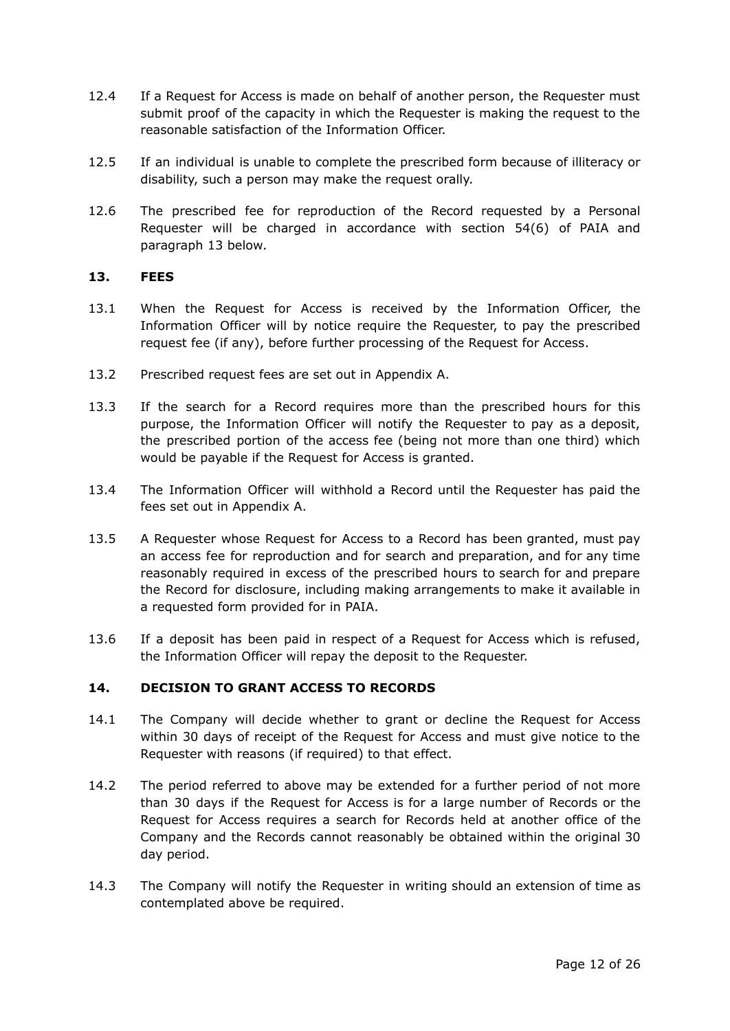12.4 If a Request for Access is made on behalf of another person, the Requester must submit proof of the capacity in which the Requester is making the request to the reasonable satisfaction of the Information Officer.

12.5 If an individual is unable to complete the prescribed form because of illiteracy or disability, such a person may make the request orally.

12.6 The prescribed fee for reproduction of the Record requested by a Personal Requester will be charged in accordance with section 54(6) of PAIA and paragraph 13 below.

## 13. FEES

13.1 When the Request for Access is received by the Information Officer, the Information Officer will by notice require the Requester, to pay the prescribed request fee (if any), before further processing of the Request for Access.

13.2 Prescribed request fees are set out in Appendix A.

13.3 If the search for a Record requires more than the prescribed hours for this purpose, the Information Officer will notify the Requester to pay as a deposit, the prescribed portion of the access fee (being not more than one third) which would be payable if the Request for Access is granted.

13.4 The Information Officer will withhold a Record until the Requester has paid the fees set out in Appendix A.

13.5 A Requester whose Request for Access to a Record has been granted, must pay an access fee for reproduction and for search and preparation, and for any time reasonably required in excess of the prescribed hours to search for and prepare the Record for disclosure, including making arrangements to make it available in a requested form provided for in PAIA.

13.6 If a deposit has been paid in respect of a Request for Access which is refused, the Information Officer will repay the deposit to the Requester.

## 14. DECISION TO GRANT ACCESS TO RECORDS

14.1 The Company will decide whether to grant or decline the Request for Access within 30 days of receipt of the Request for Access and must give notice to the Requester with reasons (if required) to that effect.

14.2 The period referred to above may be extended for a further period of not more than 30 days if the Request for Access is for a large number of Records or the Request for Access requires a search for Records held at another office of the Company and the Records cannot reasonably be obtained within the original 30 day period.

14.3 The Company will notify the Requester in writing should an extension of time as contemplated above be required.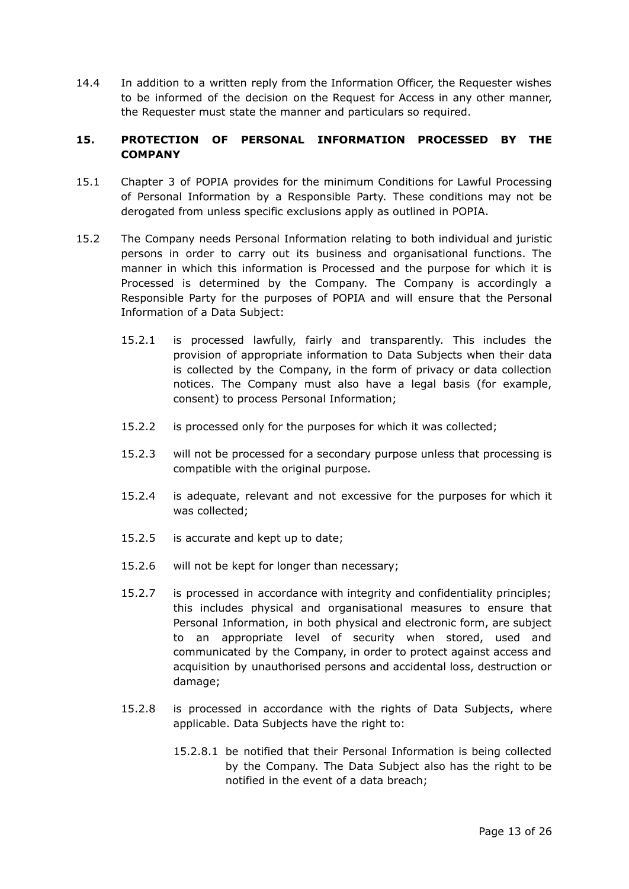14.4 In addition to a written reply from the Information Officer, the Requester wishes to be informed of the decision on the Request for Access in any other manner, the Requester must state the manner and particulars so required.

## 15. PROTECTION OF PERSONAL INFORMATION PROCESSED BY THE COMPANY

15.1 Chapter 3 of POPIA provides for the minimum Conditions for Lawful Processing of Personal Information by a Responsible Party. These conditions may not be derogated from unless specific exclusions apply as outlined in POPIA.

15.2 The Company needs Personal Information relating to both individual and juristic persons in order to carry out its business and organisational functions. The manner in which this information is Processed and the purpose for which it is Processed is determined by the Company. The Company is accordingly a Responsible Party for the purposes of POPIA and will ensure that the Personal Information of a Data Subject:

15.2.1 is processed lawfully, fairly and transparently. This includes the provision of appropriate information to Data Subjects when their data is collected by the Company, in the form of privacy or data collection notices. The Company must also have a legal basis (for example, consent) to process Personal Information;

15.2.2 is processed only for the purposes for which it was collected;

15.2.3 will not be processed for a secondary purpose unless that processing is compatible with the original purpose.

15.2.4 is adequate, relevant and not excessive for the purposes for which it was collected;

15.2.5 is accurate and kept up to date;

15.2.6 will not be kept for longer than necessary;

15.2.7 is processed in accordance with integrity and confidentiality principles; this includes physical and organisational measures to ensure that Personal Information, in both physical and electronic form, are subject to an appropriate level of security when stored, used and communicated by the Company, in order to protect against access and acquisition by unauthorised persons and accidental loss, destruction or damage;

15.2.8 is processed in accordance with the rights of Data Subjects, where applicable. Data Subjects have the right to:

15.2.8.1 be notified that their Personal Information is being collected by the Company. The Data Subject also has the right to be notified in the event of a data breach;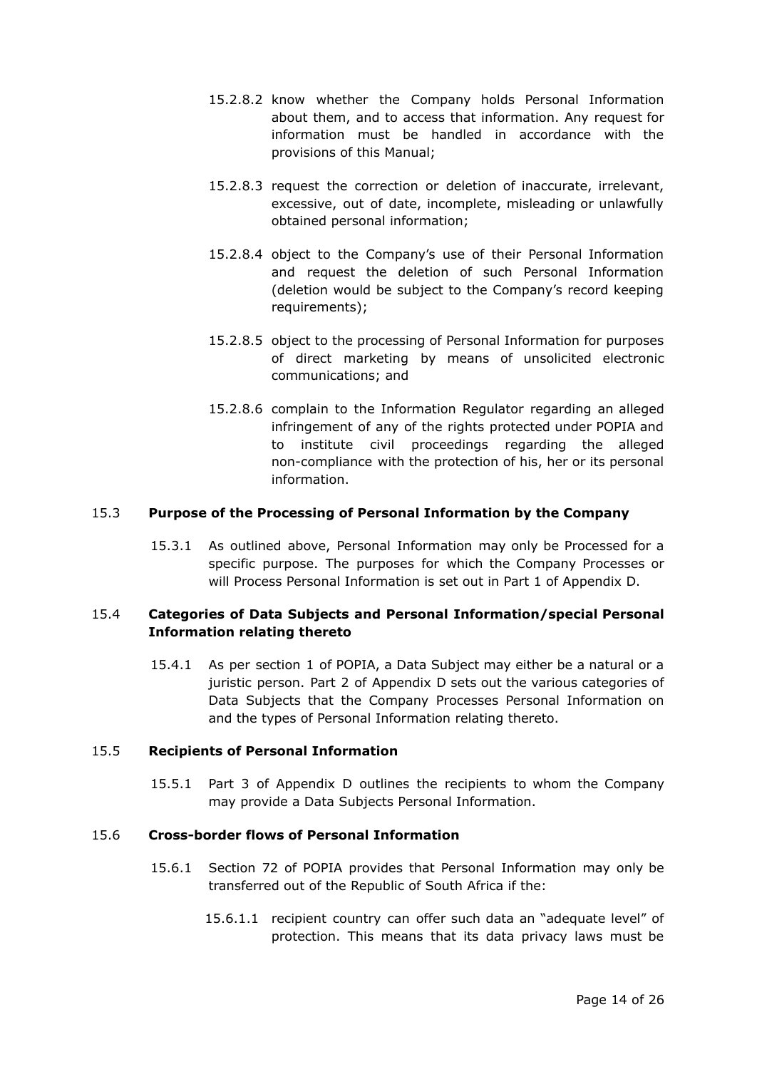15.2.8.2 know whether the Company holds Personal Information about them, and to access that information. Any request for information must be handled in accordance with the provisions of this Manual;

15.2.8.3 request the correction or deletion of inaccurate, irrelevant, excessive, out of date, incomplete, misleading or unlawfully obtained personal information;

15.2.8.4 object to the Company's use of their Personal Information and request the deletion of such Personal Information (deletion would be subject to the Company's record keeping requirements);

15.2.8.5 object to the processing of Personal Information for purposes of direct marketing by means of unsolicited electronic communications; and

15.2.8.6 complain to the Information Regulator regarding an alleged infringement of any of the rights protected under POPIA and to institute civil proceedings regarding the alleged non-compliance with the protection of his, her or its personal information.

15.3 **Purpose of the Processing of Personal Information by the Company**

15.3.1 As outlined above, Personal Information may only be Processed for a specific purpose. The purposes for which the Company Processes or will Process Personal Information is set out in Part 1 of Appendix D.

15.4 **Categories of Data Subjects and Personal Information/special Personal Information relating thereto**

15.4.1 As per section 1 of POPIA, a Data Subject may either be a natural or a juristic person. Part 2 of Appendix D sets out the various categories of Data Subjects that the Company Processes Personal Information on and the types of Personal Information relating thereto.

15.5 **Recipients of Personal Information**

15.5.1 Part 3 of Appendix D outlines the recipients to whom the Company may provide a Data Subjects Personal Information.

15.6 **Cross-border flows of Personal Information**

15.6.1 Section 72 of POPIA provides that Personal Information may only be transferred out of the Republic of South Africa if the:

15.6.1.1 recipient country can offer such data an "adequate level" of protection. This means that its data privacy laws must be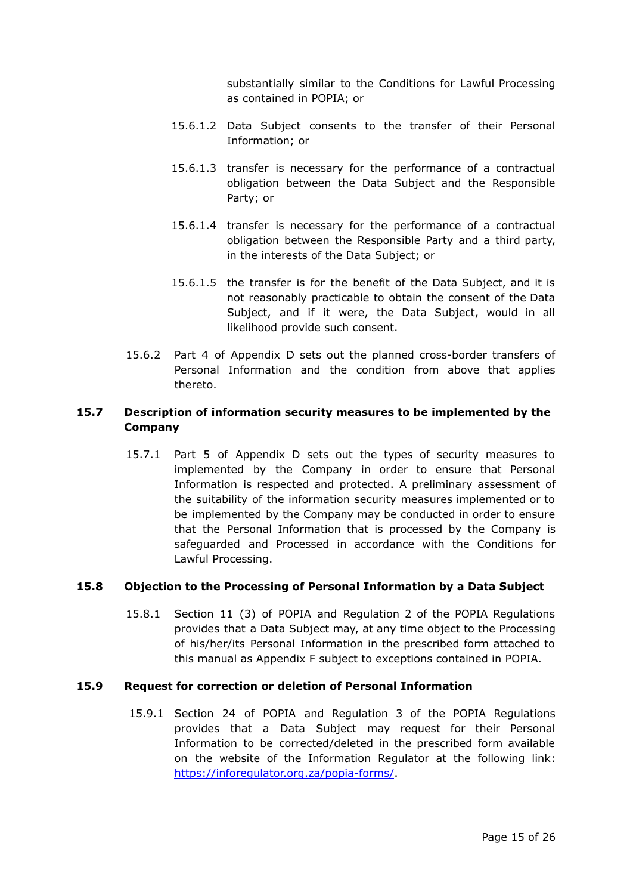substantially similar to the Conditions for Lawful Processing as contained in POPIA; or

15.6.1.2 Data Subject consents to the transfer of their Personal Information; or

15.6.1.3 transfer is necessary for the performance of a contractual obligation between the Data Subject and the Responsible Party; or

15.6.1.4 transfer is necessary for the performance of a contractual obligation between the Responsible Party and a third party, in the interests of the Data Subject; or

15.6.1.5 the transfer is for the benefit of the Data Subject, and it is not reasonably practicable to obtain the consent of the Data Subject, and if it were, the Data Subject, would in all likelihood provide such consent.

15.6.2 Part 4 of Appendix D sets out the planned cross-border transfers of Personal Information and the condition from above that applies thereto.

### 15.7 Description of information security measures to be implemented by the Company

15.7.1 Part 5 of Appendix D sets out the types of security measures to implemented by the Company in order to ensure that Personal Information is respected and protected. A preliminary assessment of the suitability of the information security measures implemented or to be implemented by the Company may be conducted in order to ensure that the Personal Information that is processed by the Company is safeguarded and Processed in accordance with the Conditions for Lawful Processing.

### 15.8 Objection to the Processing of Personal Information by a Data Subject

15.8.1 Section 11 (3) of POPIA and Regulation 2 of the POPIA Regulations provides that a Data Subject may, at any time object to the Processing of his/her/its Personal Information in the prescribed form attached to this manual as Appendix F subject to exceptions contained in POPIA.

### 15.9 Request for correction or deletion of Personal Information

15.9.1 Section 24 of POPIA and Regulation 3 of the POPIA Regulations provides that a Data Subject may request for their Personal Information to be corrected/deleted in the prescribed form available on the website of the Information Regulator at the following link: [https://inforegulator.org.za/popia-forms/](https://inforegulator.org.za/popia-forms/).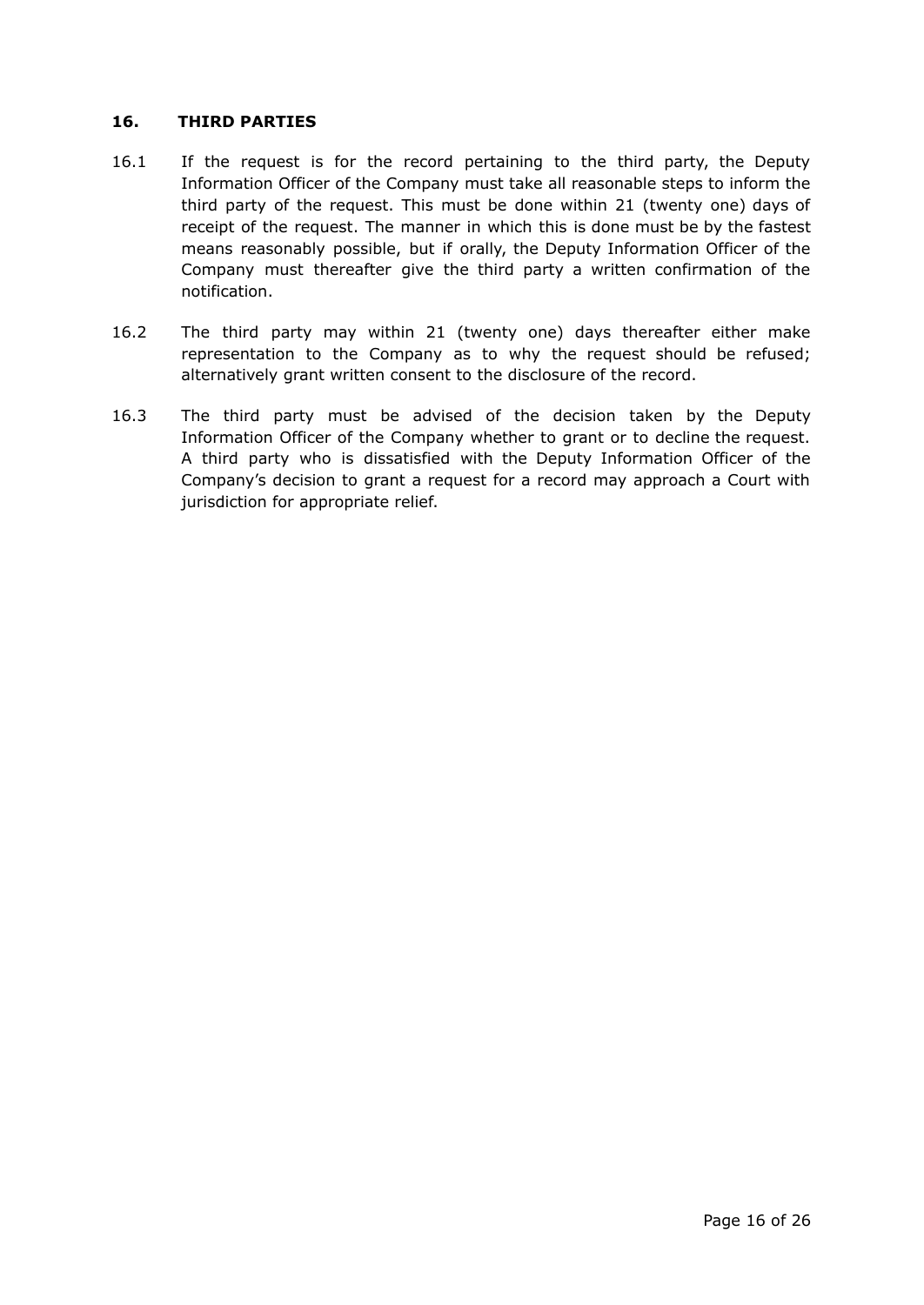## 16. THIRD PARTIES

16.1 If the request is for the record pertaining to the third party, the Deputy Information Officer of the Company must take all reasonable steps to inform the third party of the request. This must be done within 21 (twenty one) days of receipt of the request. The manner in which this is done must be by the fastest means reasonably possible, but if orally, the Deputy Information Officer of the Company must thereafter give the third party a written confirmation of the notification.

16.2 The third party may within 21 (twenty one) days thereafter either make representation to the Company as to why the request should be refused; alternatively grant written consent to the disclosure of the record.

16.3 The third party must be advised of the decision taken by the Deputy Information Officer of the Company whether to grant or to decline the request. A third party who is dissatisfied with the Deputy Information Officer of the Company's decision to grant a request for a record may approach a Court with jurisdiction for appropriate relief.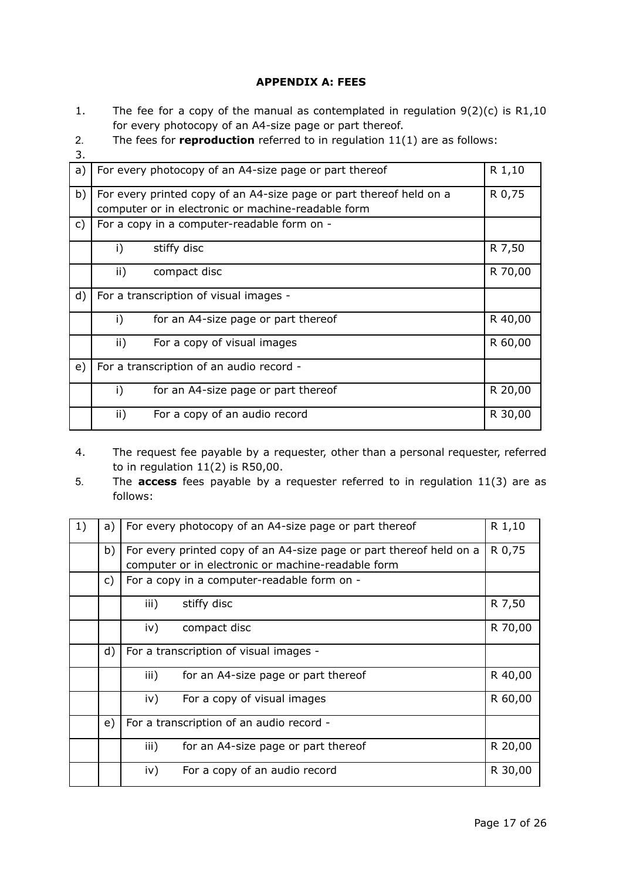**APPENDIX A: FEES**

1. The fee for a copy of the manual as contemplated in regulation 9(2)(c) is R1,10 for every photocopy of an A4-size page or part thereof.
2. The fees for **reproduction** referred to in regulation 11(1) are as follows:
3.

| | | |
|---|---|---|
| a) | For every photocopy of an A4-size page or part thereof | R 1,10 |
| b) | For every printed copy of an A4-size page or part thereof held on a computer or in electronic or machine-readable form | R 0,75 |
| c) | For a copy in a computer-readable form on - | |
| | i) stiffy disc | R 7,50 |
| | ii) compact disc | R 70,00 |
| d) | For a transcription of visual images - | |
| | i) for an A4-size page or part thereof | R 40,00 |
| | ii) For a copy of visual images | R 60,00 |
| e) | For a transcription of an audio record - | |
| | i) for an A4-size page or part thereof | R 20,00 |
| | ii) For a copy of an audio record | R 30,00 |

4. The request fee payable by a requester, other than a personal requester, referred to in regulation 11(2) is R50,00.
5. The **access** fees payable by a requester referred to in regulation 11(3) are as follows:

| | | | |
|---|---|---|---|
| 1) | a) | For every photocopy of an A4-size page or part thereof | R 1,10 |
| | b) | For every printed copy of an A4-size page or part thereof held on a computer or in electronic or machine-readable form | R 0,75 |
| | c) | For a copy in a computer-readable form on - | |
| | | iii) stiffy disc | R 7,50 |
| | | iv) compact disc | R 70,00 |
| | d) | For a transcription of visual images - | |
| | | iii) for an A4-size page or part thereof | R 40,00 |
| | | iv) For a copy of visual images | R 60,00 |
| | e) | For a transcription of an audio record - | |
| | | iii) for an A4-size page or part thereof | R 20,00 |
| | | iv) For a copy of an audio record | R 30,00 |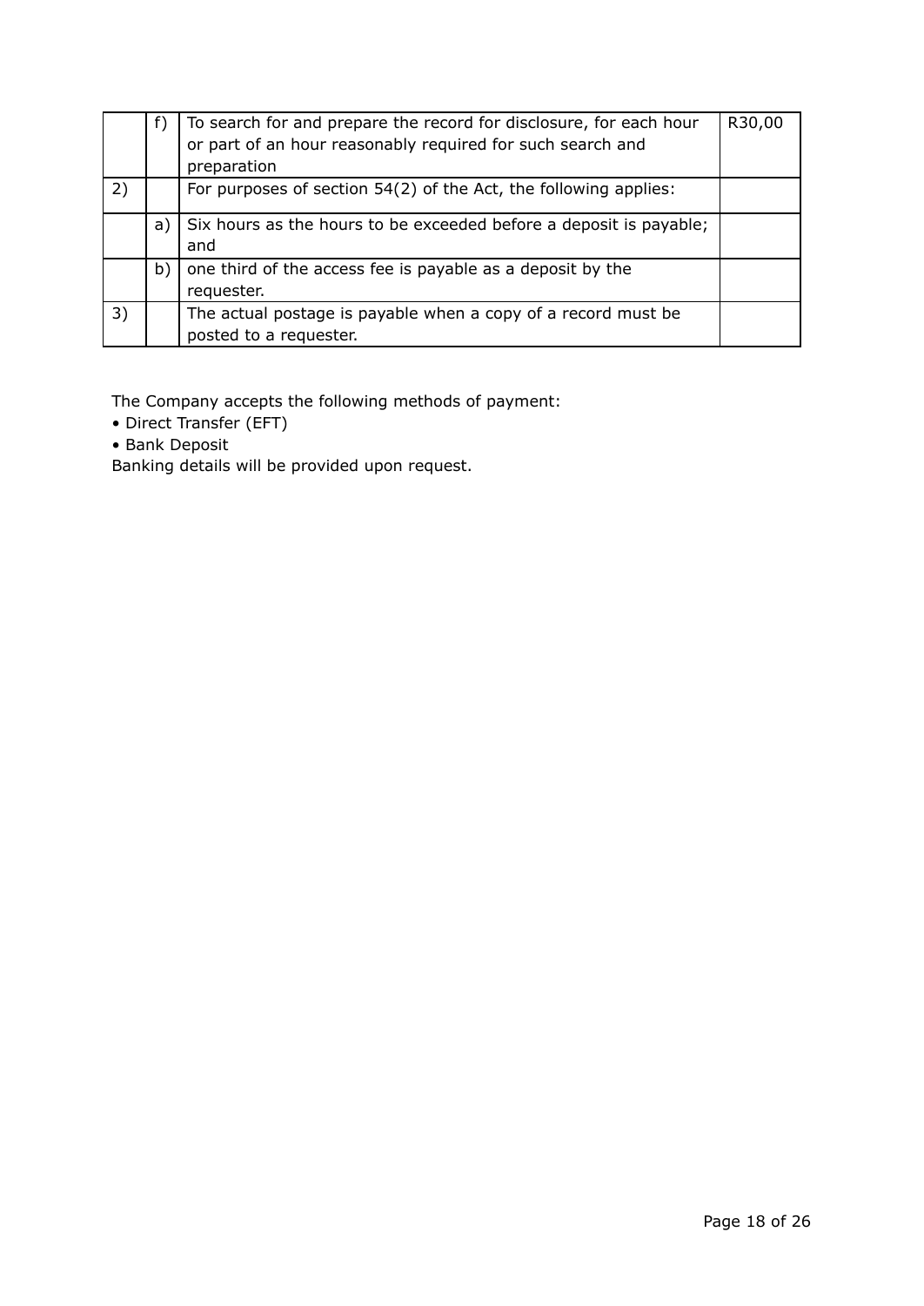| | | | |
|---|---|---|---|
| | f) | To search for and prepare the record for disclosure, for each hour or part of an hour reasonably required for such search and preparation | R30,00 |
| 2) | | For purposes of section 54(2) of the Act, the following applies: | |
| | a) | Six hours as the hours to be exceeded before a deposit is payable; and | |
| | b) | one third of the access fee is payable as a deposit by the requester. | |
| 3) | | The actual postage is payable when a copy of a record must be posted to a requester. | |

The Company accepts the following methods of payment:

- Direct Transfer (EFT)
- Bank Deposit

Banking details will be provided upon request.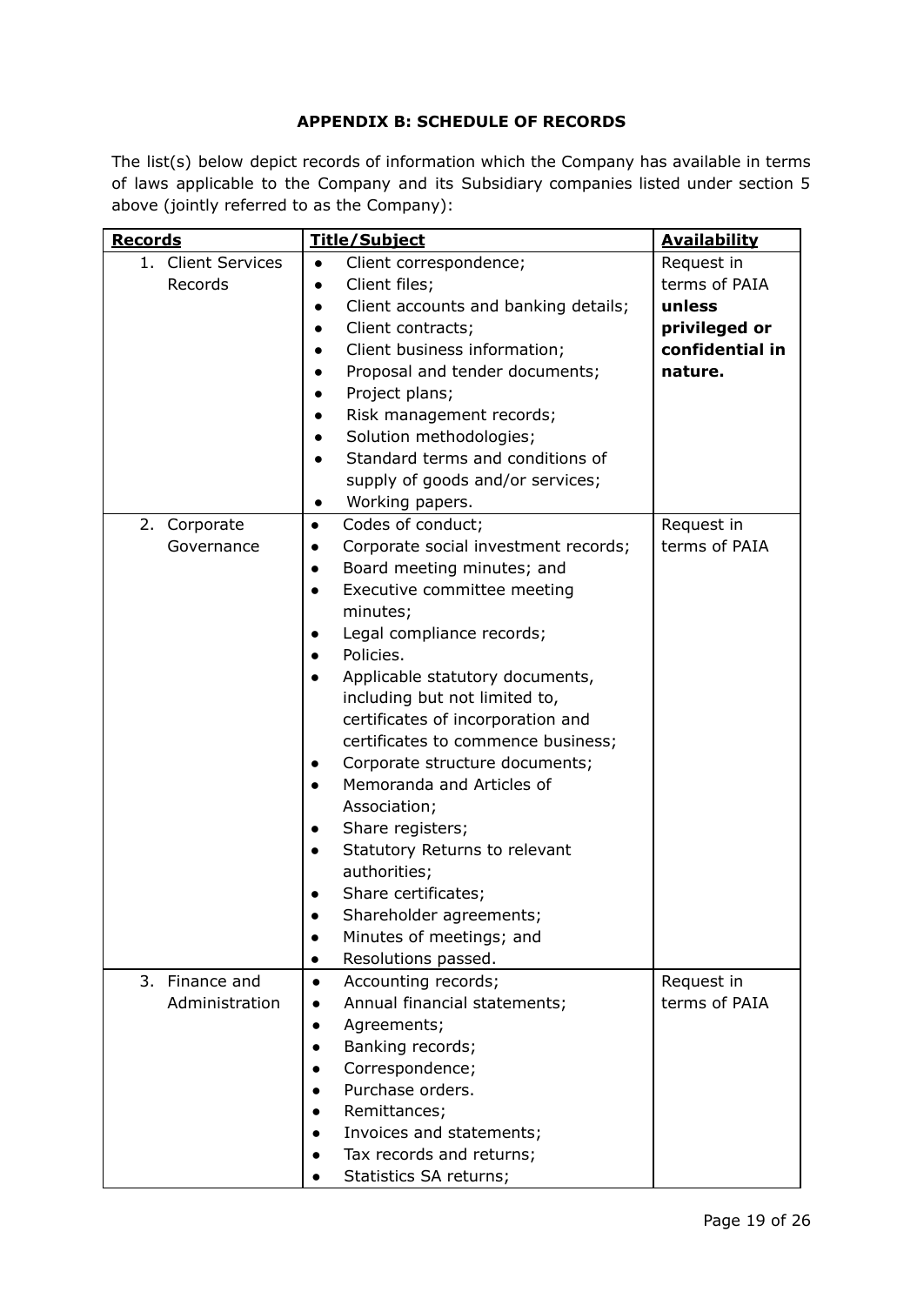**APPENDIX B: SCHEDULE OF RECORDS**

The list(s) below depict records of information which the Company has available in terms of laws applicable to the Company and its Subsidiary companies listed under section 5 above (jointly referred to as the Company):

| **Records** | **Title/Subject** | **Availability** |
|---|---|---|
| 1. Client Services Records | • Client correspondence;<br>• Client files;<br>• Client accounts and banking details;<br>• Client contracts;<br>• Client business information;<br>• Proposal and tender documents;<br>• Project plans;<br>• Risk management records;<br>• Solution methodologies;<br>• Standard terms and conditions of supply of goods and/or services;<br>• Working papers. | Request in terms of PAIA **unless privileged or confidential in nature.** |
| 2. Corporate Governance | • Codes of conduct;<br>• Corporate social investment records;<br>• Board meeting minutes; and<br>• Executive committee meeting minutes;<br>• Legal compliance records;<br>• Policies.<br>• Applicable statutory documents, including but not limited to, certificates of incorporation and certificates to commence business;<br>• Corporate structure documents;<br>• Memoranda and Articles of Association;<br>• Share registers;<br>• Statutory Returns to relevant authorities;<br>• Share certificates;<br>• Shareholder agreements;<br>• Minutes of meetings; and<br>• Resolutions passed. | Request in terms of PAIA |
| 3. Finance and Administration | • Accounting records;<br>• Annual financial statements;<br>• Agreements;<br>• Banking records;<br>• Correspondence;<br>• Purchase orders.<br>• Remittances;<br>• Invoices and statements;<br>• Tax records and returns;<br>• Statistics SA returns; | Request in terms of PAIA |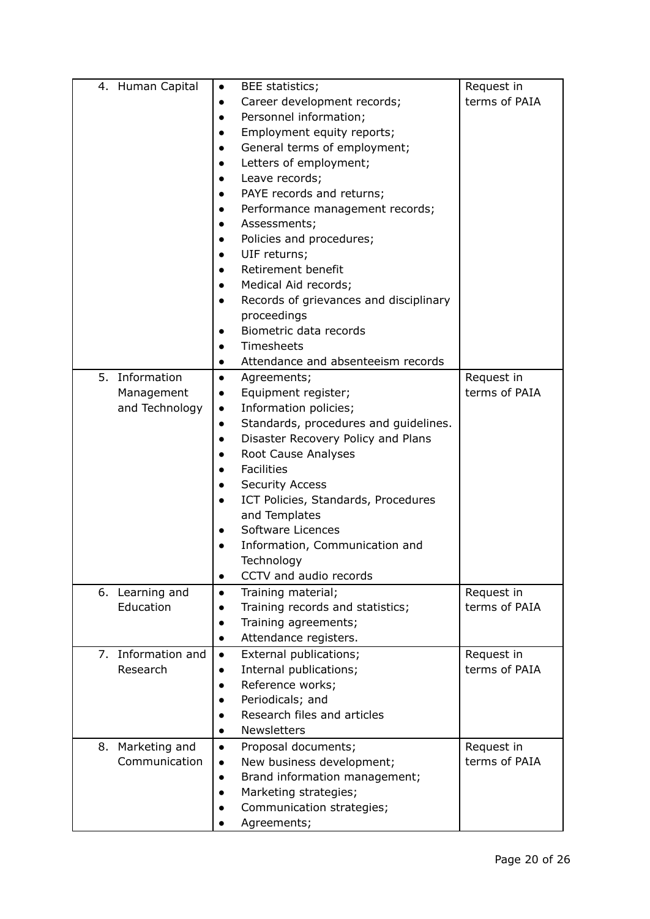| | | |
|---|---|---|
| 4. Human Capital | • BEE statistics;<br>• Career development records;<br>• Personnel information;<br>• Employment equity reports;<br>• General terms of employment;<br>• Letters of employment;<br>• Leave records;<br>• PAYE records and returns;<br>• Performance management records;<br>• Assessments;<br>• Policies and procedures;<br>• UIF returns;<br>• Retirement benefit<br>• Medical Aid records;<br>• Records of grievances and disciplinary proceedings<br>• Biometric data records<br>• Timesheets<br>• Attendance and absenteeism records | Request in terms of PAIA |
| 5. Information Management and Technology | • Agreements;<br>• Equipment register;<br>• Information policies;<br>• Standards, procedures and guidelines.<br>• Disaster Recovery Policy and Plans<br>• Root Cause Analyses<br>• Facilities<br>• Security Access<br>• ICT Policies, Standards, Procedures and Templates<br>• Software Licences<br>• Information, Communication and Technology<br>• CCTV and audio records | Request in terms of PAIA |
| 6. Learning and Education | • Training material;<br>• Training records and statistics;<br>• Training agreements;<br>• Attendance registers. | Request in terms of PAIA |
| 7. Information and Research | • External publications;<br>• Internal publications;<br>• Reference works;<br>• Periodicals; and<br>• Research files and articles<br>• Newsletters | Request in terms of PAIA |
| 8. Marketing and Communication | • Proposal documents;<br>• New business development;<br>• Brand information management;<br>• Marketing strategies;<br>• Communication strategies;<br>• Agreements; | Request in terms of PAIA |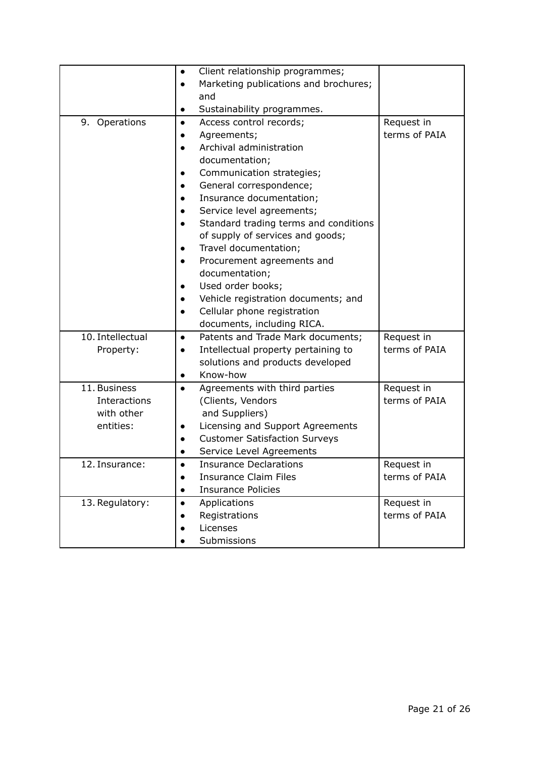| | | |
|---|---|---|
| | • Client relationship programmes;<br>• Marketing publications and brochures; and<br>• Sustainability programmes. | |
| 9. Operations | • Access control records;<br>• Agreements;<br>• Archival administration documentation;<br>• Communication strategies;<br>• General correspondence;<br>• Insurance documentation;<br>• Service level agreements;<br>• Standard trading terms and conditions of supply of services and goods;<br>• Travel documentation;<br>• Procurement agreements and documentation;<br>• Used order books;<br>• Vehicle registration documents; and<br>• Cellular phone registration documents, including RICA. | Request in terms of PAIA |
| 10. Intellectual Property: | • Patents and Trade Mark documents;<br>• Intellectual property pertaining to solutions and products developed<br>• Know-how | Request in terms of PAIA |
| 11. Business Interactions with other entities: | • Agreements with third parties (Clients, Vendors and Suppliers)<br>• Licensing and Support Agreements<br>• Customer Satisfaction Surveys<br>• Service Level Agreements | Request in terms of PAIA |
| 12. Insurance: | • Insurance Declarations<br>• Insurance Claim Files<br>• Insurance Policies | Request in terms of PAIA |
| 13. Regulatory: | • Applications<br>• Registrations<br>• Licenses<br>• Submissions | Request in terms of PAIA |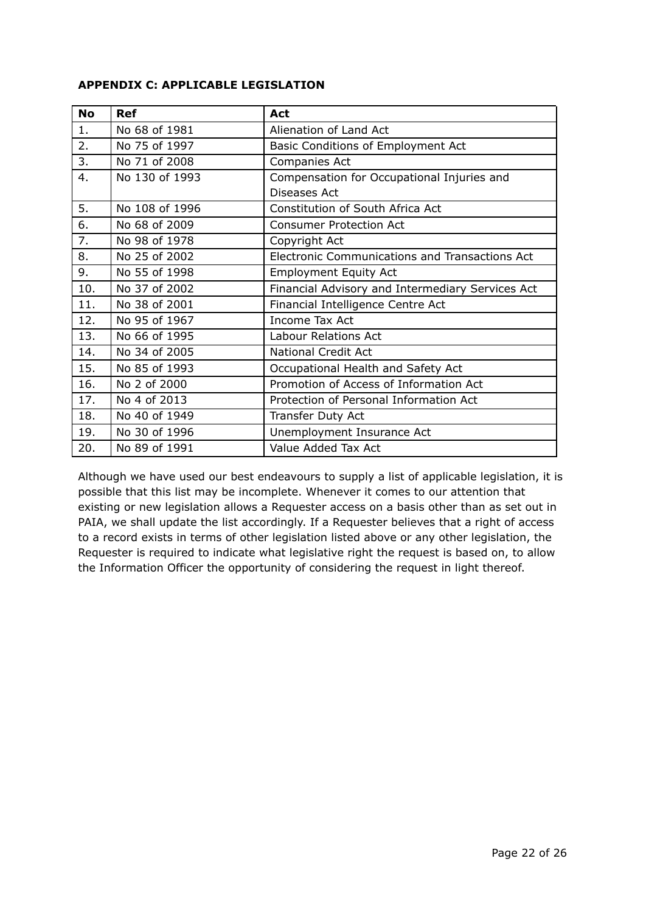**APPENDIX C: APPLICABLE LEGISLATION**

| No | Ref | Act |
|---|---|---|
| 1. | No 68 of 1981 | Alienation of Land Act |
| 2. | No 75 of 1997 | Basic Conditions of Employment Act |
| 3. | No 71 of 2008 | Companies Act |
| 4. | No 130 of 1993 | Compensation for Occupational Injuries and Diseases Act |
| 5. | No 108 of 1996 | Constitution of South Africa Act |
| 6. | No 68 of 2009 | Consumer Protection Act |
| 7. | No 98 of 1978 | Copyright Act |
| 8. | No 25 of 2002 | Electronic Communications and Transactions Act |
| 9. | No 55 of 1998 | Employment Equity Act |
| 10. | No 37 of 2002 | Financial Advisory and Intermediary Services Act |
| 11. | No 38 of 2001 | Financial Intelligence Centre Act |
| 12. | No 95 of 1967 | Income Tax Act |
| 13. | No 66 of 1995 | Labour Relations Act |
| 14. | No 34 of 2005 | National Credit Act |
| 15. | No 85 of 1993 | Occupational Health and Safety Act |
| 16. | No 2 of 2000 | Promotion of Access of Information Act |
| 17. | No 4 of 2013 | Protection of Personal Information Act |
| 18. | No 40 of 1949 | Transfer Duty Act |
| 19. | No 30 of 1996 | Unemployment Insurance Act |
| 20. | No 89 of 1991 | Value Added Tax Act |

Although we have used our best endeavours to supply a list of applicable legislation, it is possible that this list may be incomplete. Whenever it comes to our attention that existing or new legislation allows a Requester access on a basis other than as set out in PAIA, we shall update the list accordingly. If a Requester believes that a right of access to a record exists in terms of other legislation listed above or any other legislation, the Requester is required to indicate what legislative right the request is based on, to allow the Information Officer the opportunity of considering the request in light thereof.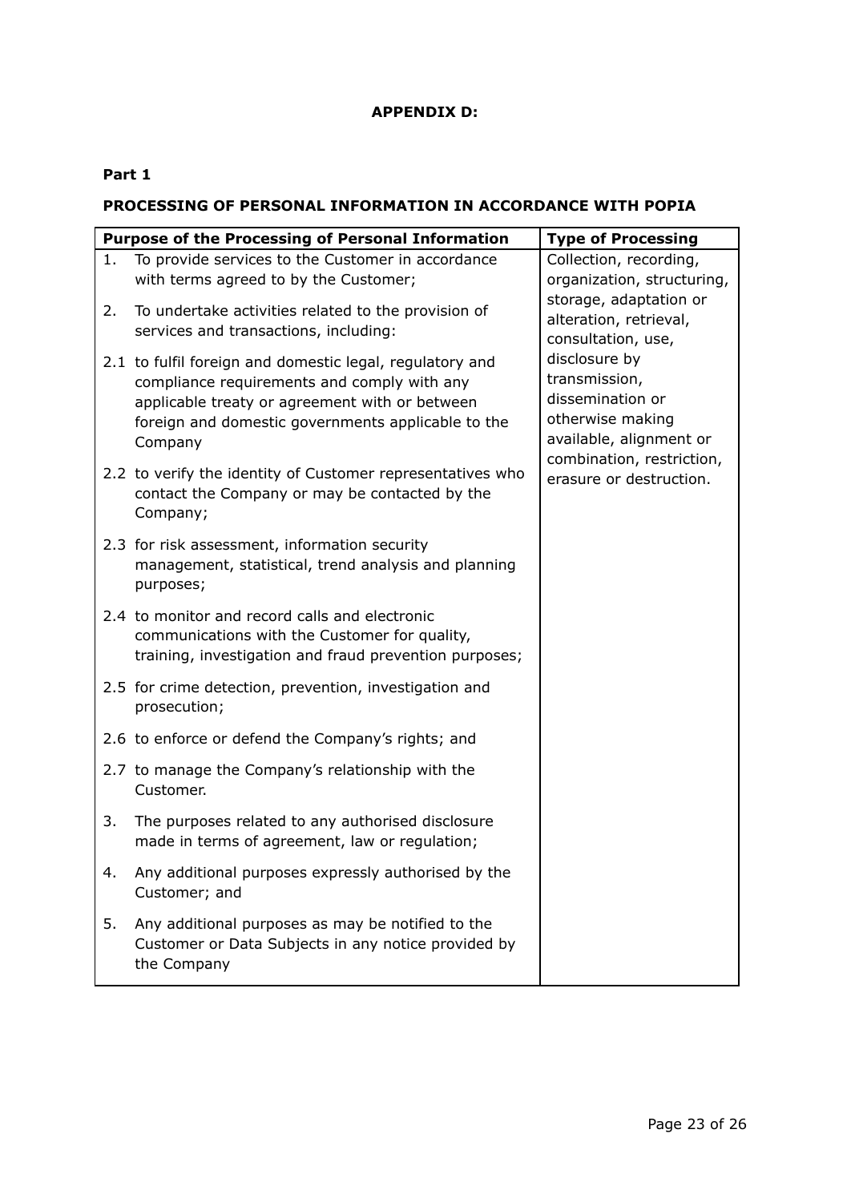**APPENDIX D:**

**Part 1**

**PROCESSING OF PERSONAL INFORMATION IN ACCORDANCE WITH POPIA**

| Purpose of the Processing of Personal Information | Type of Processing |
| --- | --- |
| 1. To provide services to the Customer in accordance with terms agreed to by the Customer;<br><br>2. To undertake activities related to the provision of services and transactions, including:<br><br>2.1 to fulfil foreign and domestic legal, regulatory and compliance requirements and comply with any applicable treaty or agreement with or between foreign and domestic governments applicable to the Company<br><br>2.2 to verify the identity of Customer representatives who contact the Company or may be contacted by the Company;<br><br>2.3 for risk assessment, information security management, statistical, trend analysis and planning purposes;<br><br>2.4 to monitor and record calls and electronic communications with the Customer for quality, training, investigation and fraud prevention purposes;<br><br>2.5 for crime detection, prevention, investigation and prosecution;<br><br>2.6 to enforce or defend the Company's rights; and<br><br>2.7 to manage the Company's relationship with the Customer.<br><br>3. The purposes related to any authorised disclosure made in terms of agreement, law or regulation;<br><br>4. Any additional purposes expressly authorised by the Customer; and<br><br>5. Any additional purposes as may be notified to the Customer or Data Subjects in any notice provided by the Company | Collection, recording, organization, structuring, storage, adaptation or alteration, retrieval, consultation, use, disclosure by transmission, dissemination or otherwise making available, alignment or combination, restriction, erasure or destruction. |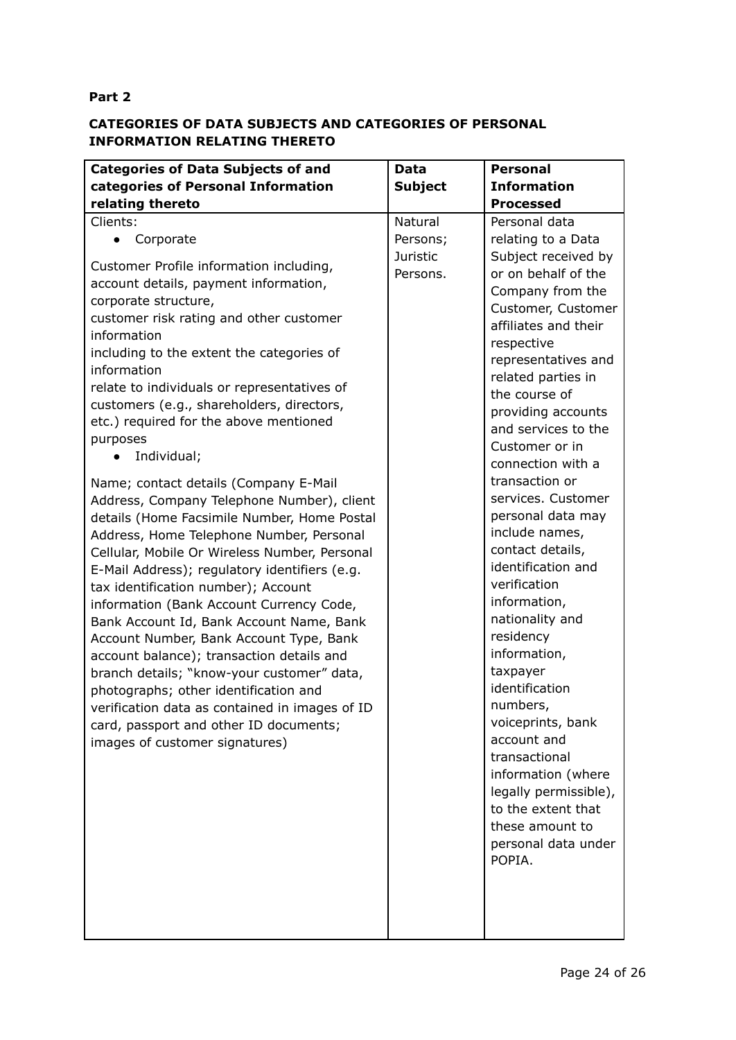**Part 2**

**CATEGORIES OF DATA SUBJECTS AND CATEGORIES OF PERSONAL INFORMATION RELATING THERETO**

| Categories of Data Subjects of and categories of Personal Information relating thereto | Data Subject | Personal Information Processed |
|---|---|---|
| Clients:<br>• Corporate<br><br>Customer Profile information including, account details, payment information, corporate structure, customer risk rating and other customer information including to the extent the categories of information relate to individuals or representatives of customers (e.g., shareholders, directors, etc.) required for the above mentioned purposes<br>• Individual;<br><br>Name; contact details (Company E-Mail Address, Company Telephone Number), client details (Home Facsimile Number, Home Postal Address, Home Telephone Number, Personal Cellular, Mobile Or Wireless Number, Personal E-Mail Address); regulatory identifiers (e.g. tax identification number); Account information (Bank Account Currency Code, Bank Account Id, Bank Account Name, Bank Account Number, Bank Account Type, Bank account balance); transaction details and branch details; "know-your customer" data, photographs; other identification and verification data as contained in images of ID card, passport and other ID documents; images of customer signatures) | Natural Persons; Juristic Persons. | Personal data relating to a Data Subject received by or on behalf of the Company from the Customer, Customer affiliates and their respective representatives and related parties in the course of providing accounts and services to the Customer or in connection with a transaction or services. Customer personal data may include names, contact details, identification and verification information, nationality and residency information, taxpayer identification numbers, voiceprints, bank account and transactional information (where legally permissible), to the extent that these amount to personal data under POPIA. |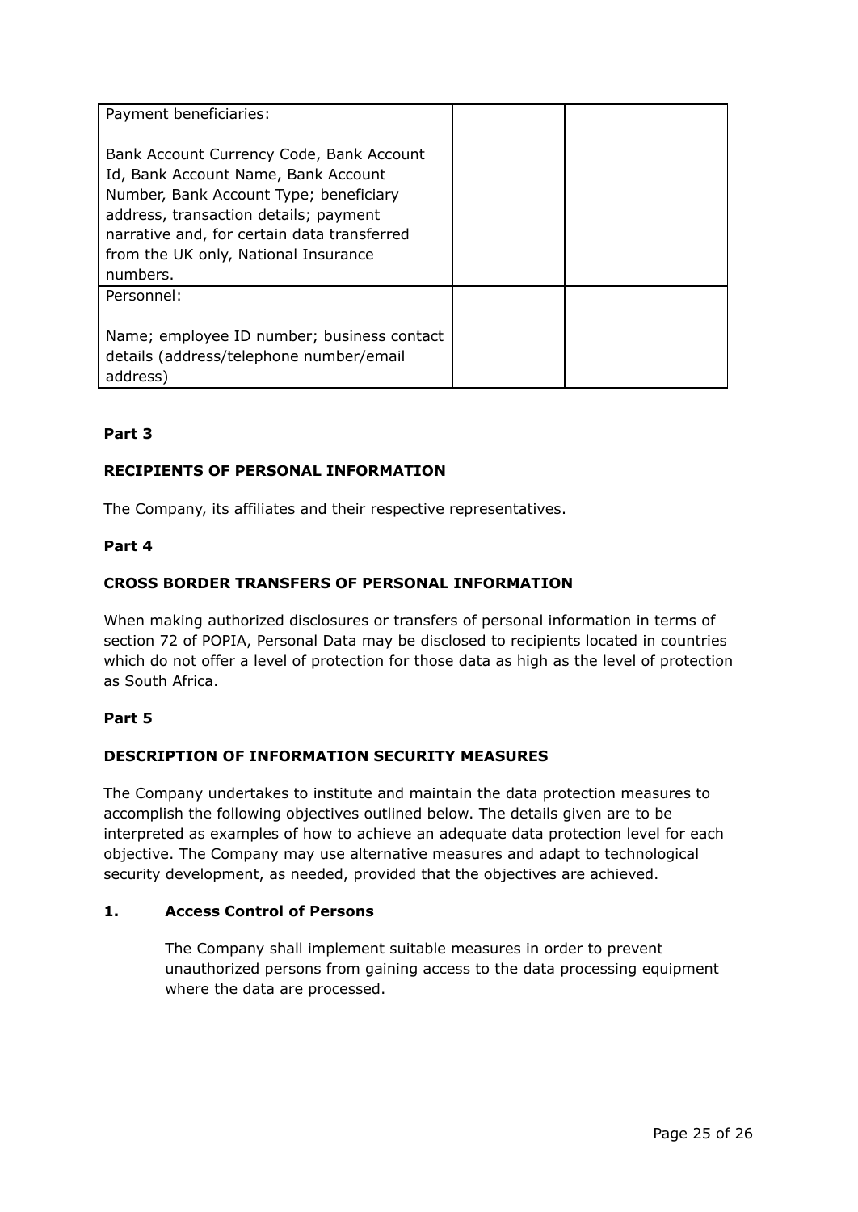| Payment beneficiaries:<br><br>Bank Account Currency Code, Bank Account Id, Bank Account Name, Bank Account Number, Bank Account Type; beneficiary address, transaction details; payment narrative and, for certain data transferred from the UK only, National Insurance numbers. | | |
|---|---|---|
| Personnel:<br><br>Name; employee ID number; business contact details (address/telephone number/email address) | | |

**Part 3**

**RECIPIENTS OF PERSONAL INFORMATION**

The Company, its affiliates and their respective representatives.

**Part 4**

**CROSS BORDER TRANSFERS OF PERSONAL INFORMATION**

When making authorized disclosures or transfers of personal information in terms of section 72 of POPIA, Personal Data may be disclosed to recipients located in countries which do not offer a level of protection for those data as high as the level of protection as South Africa.

**Part 5**

**DESCRIPTION OF INFORMATION SECURITY MEASURES**

The Company undertakes to institute and maintain the data protection measures to accomplish the following objectives outlined below. The details given are to be interpreted as examples of how to achieve an adequate data protection level for each objective. The Company may use alternative measures and adapt to technological security development, as needed, provided that the objectives are achieved.

**1. Access Control of Persons**

The Company shall implement suitable measures in order to prevent unauthorized persons from gaining access to the data processing equipment where the data are processed.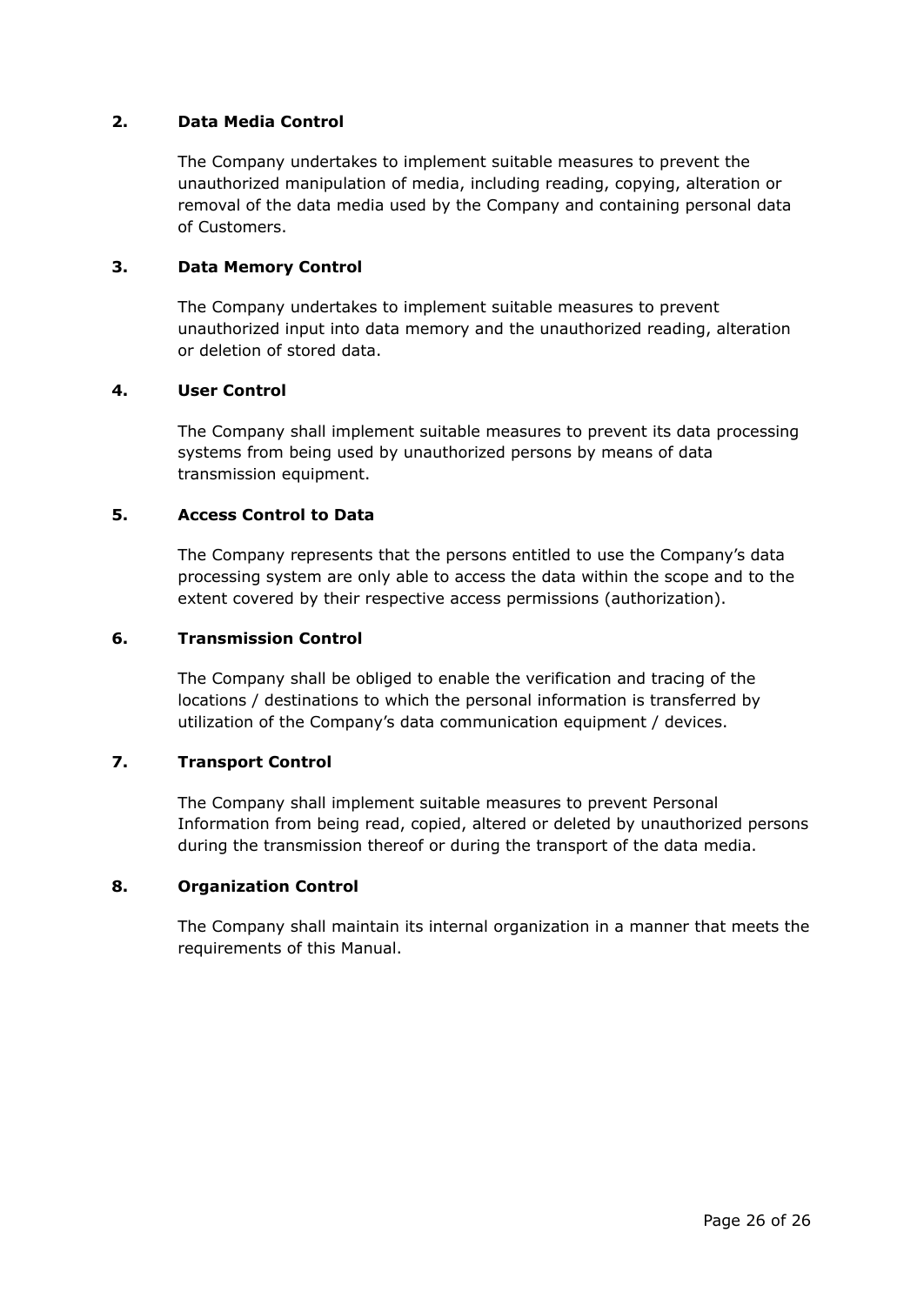### 2. Data Media Control

The Company undertakes to implement suitable measures to prevent the unauthorized manipulation of media, including reading, copying, alteration or removal of the data media used by the Company and containing personal data of Customers.

### 3. Data Memory Control

The Company undertakes to implement suitable measures to prevent unauthorized input into data memory and the unauthorized reading, alteration or deletion of stored data.

### 4. User Control

The Company shall implement suitable measures to prevent its data processing systems from being used by unauthorized persons by means of data transmission equipment.

### 5. Access Control to Data

The Company represents that the persons entitled to use the Company's data processing system are only able to access the data within the scope and to the extent covered by their respective access permissions (authorization).

### 6. Transmission Control

The Company shall be obliged to enable the verification and tracing of the locations / destinations to which the personal information is transferred by utilization of the Company's data communication equipment / devices.

### 7. Transport Control

The Company shall implement suitable measures to prevent Personal Information from being read, copied, altered or deleted by unauthorized persons during the transmission thereof or during the transport of the data media.

### 8. Organization Control

The Company shall maintain its internal organization in a manner that meets the requirements of this Manual.